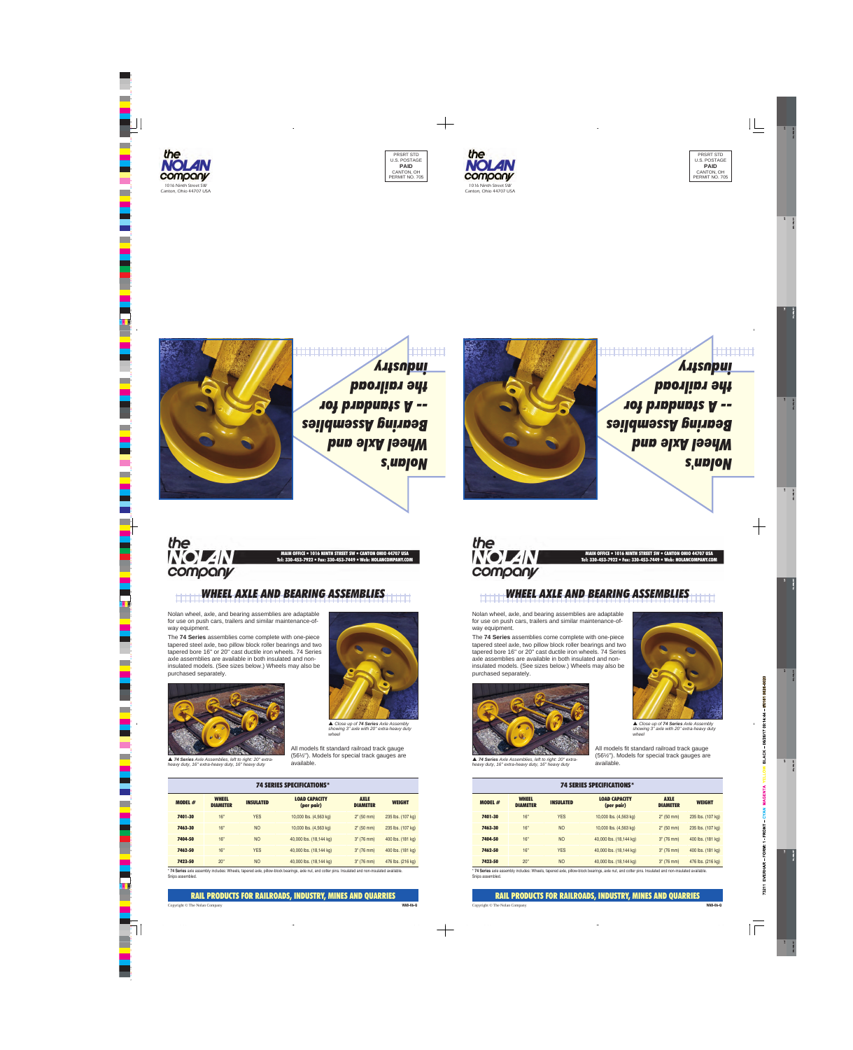the NOLAN company
1016 Ninth Street SW
Canton, Ohio 44707 USA

PRSRT STD
U.S. POSTAGE
**PAID**
CANTON, OH
PERMIT NO. 705

Nolan's Wheel Axle and Bearing Assemblies -- A standard for the railroad industry

the NOLAN company

MAIN OFFICE • 1016 NINTH STREET SW • CANTON OHIO 44707 USA
Tel: 330-453-7922 • Fax: 330-453-7449 • Web: NOLANCOMPANY.COM

# WHEEL AXLE AND BEARING ASSEMBLIES

Nolan wheel, axle, and bearing assemblies are adaptable for use on push cars, trailers and similar maintenance-of-way equipment.

The **74 Series** assemblies come complete with one-piece tapered steel axle, two pillow block roller bearings and two tapered bore 16" or 20" cast ductile iron wheels. 74 Series axle assemblies are available in both insulated and non-insulated models. (See sizes below.) Wheels may also be purchased separately.

▲ Close up of **74 Series** Axle Assembly showing 3" axle with 20" extra-heavy duty wheel

▲ **74 Series** Axle Assemblies, left to right: 20" extra-heavy duty, 16" extra-heavy duty, 16" heavy duty

All models fit standard railroad track gauge (56½"). Models for special track gauges are available.

| 74 SERIES SPECIFICATIONS* | | | | | |
|---|---|---|---|---|---|
| MODEL # | WHEEL DIAMETER | INSULATED | LOAD CAPACITY (per pair) | AXLE DIAMETER | WEIGHT |
| 7401-30 | 16" | YES | 10,000 lbs. (4,563 kg) | 2" (50 mm) | 235 lbs. (107 kg) |
| 7463-30 | 16" | NO | 10,000 lbs. (4,563 kg) | 2" (50 mm) | 235 lbs. (107 kg) |
| 7404-50 | 16" | NO | 40,000 lbs. (18,144 kg) | 3" (76 mm) | 400 lbs. (181 kg) |
| 7462-50 | 16" | YES | 40,000 lbs. (18,144 kg) | 3" (76 mm) | 400 lbs. (181 kg) |
| 7423-50 | 20" | NO | 40,000 lbs. (18,144 kg) | 3" (76 mm) | 476 lbs. (216 kg) |

* **74 Series** axle assembly includes: Wheels, tapered axle, pillow-block bearings, axle nut, and cotter pins. Insulated and non-insulated available. Ships assembled.

**RAIL PRODUCTS FOR RAILROADS, INDUSTRY, MINES AND QUARRIES**

Copyright © The Nolan Company

WAB-06-Q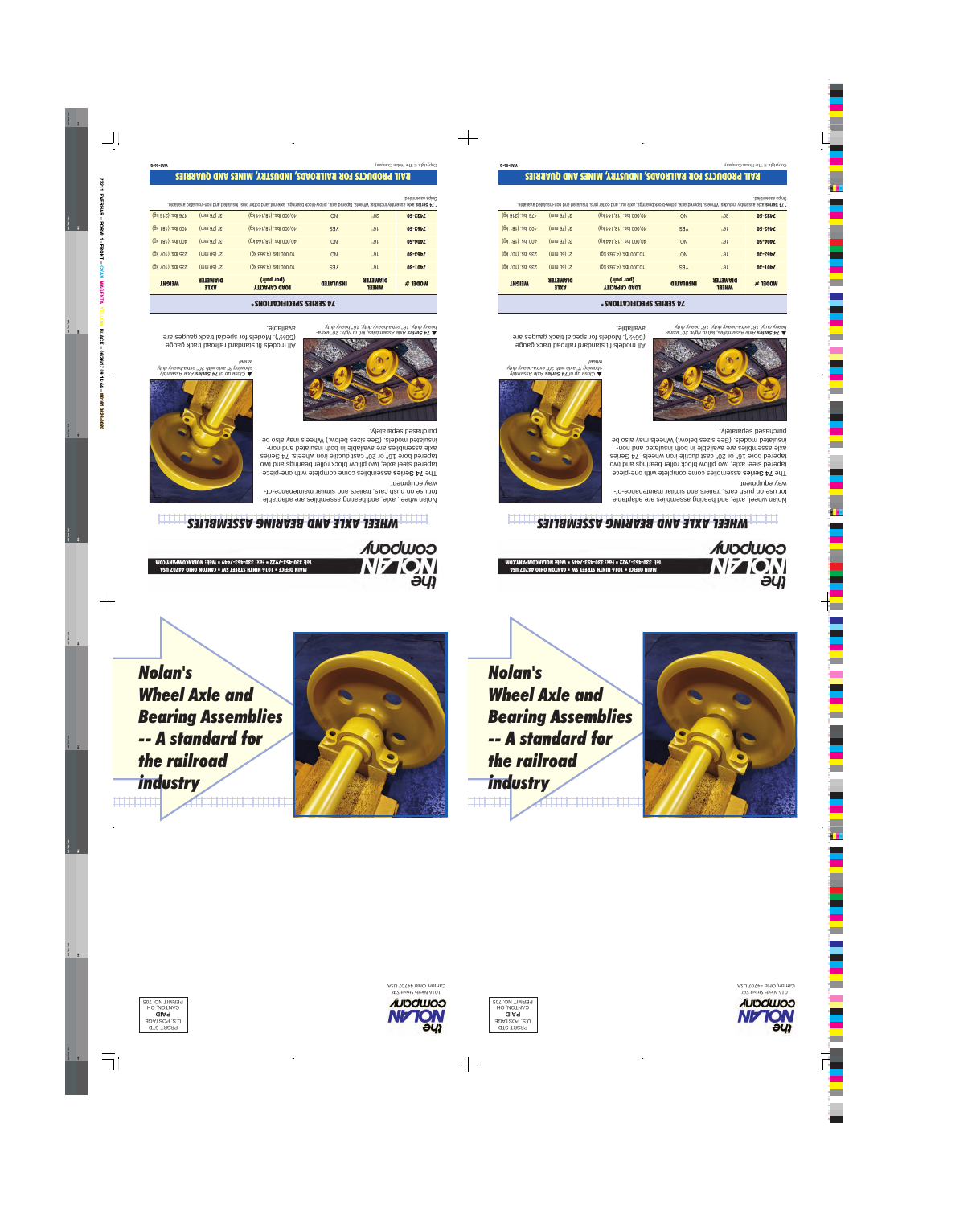# the NOLAN company

MAIN OFFICE • 1016 NINTH STREET SW • CANTON OHIO 44707 USA

Tel: 330-453-7922 • Fax: 330-453-7449 • Web: NOLANCOMPANY.COM

## WHEEL AXLE AND BEARING ASSEMBLIES

Nolan wheel, axle, and bearing assemblies are adaptable for use on push cars, trailers and similar maintenance-of-way equipment.

The **74 Series** assemblies come complete with one-piece tapered steel axle, two pillow block roller bearings and two tapered bore 16" or 20" cast ductile iron wheels. 74 Series axle assemblies are available in both insulated and non-insulated models. (See sizes below.) Wheels may also be purchased separately.

▲ **74 Series** Axle Assemblies, left to right: 20" extra-heavy duty, 16" extra-heavy duty, 16" heavy duty

▲ Close up of **74 Series** Axle Assembly showing 3" axle with 20" extra-heavy duty wheel

All models fit standard railroad track gauge (56½"). Models for special track gauges are available.

### 74 SERIES SPECIFICATIONS*

| MODEL # | WHEEL DIAMETER | INSULATED | LOAD CAPACITY (per pair) | AXLE DIAMETER | WEIGHT |
|---|---|---|---|---|---|
| 7401-30 | 16" | YES | 10,000 lbs. (4,563 kg) | 2" (50 mm) | 235 lbs. (107 kg) |
| 7403-30 | 16" | NO | 10,000 lbs. (4,563 kg) | 2" (50 mm) | 235 lbs. (107 kg) |
| 7404-50 | 16" | NO | 40,000 lbs. (18,144 kg) | 3" (76 mm) | 400 lbs. (181 kg) |
| 7402-50 | 16" | YES | 40,000 lbs. (18,144 kg) | 3" (76 mm) | 400 lbs. (181 kg) |
| 7423-50 | 20" | NO | 40,000 lbs. (18,144 kg) | 3" (76 mm) | 476 lbs. (216 kg) |

* 74 Series axle assembly includes: Wheels, tapered axle, pillow-block bearings, axle nut, and cotter pins. Insulated and non-insulated available. Ships assembled.

## RAIL PRODUCTS FOR RAILROADS, INDUSTRY, MINES AND QUARRIES

Copyright © The Nolan Company

WAB-01-Q

**Nolan's Wheel Axle and Bearing Assemblies -- A standard for the railroad industry**

the NOLAN company
1016 Ninth Street SW
Canton, Ohio 44707 USA

PRSRT STD
U.S. POSTAGE
PAID
CANTON, OH
PERMIT NO. 705